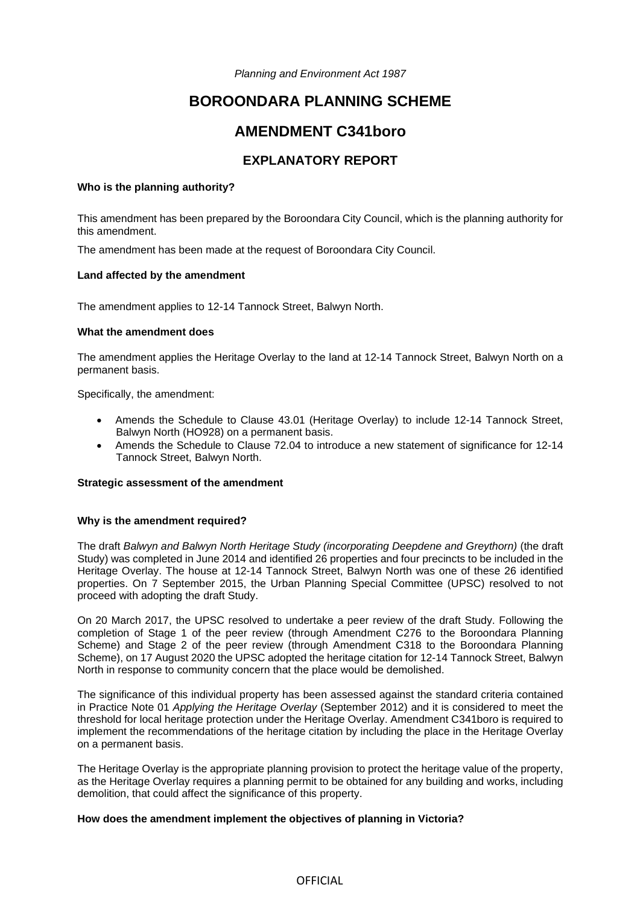*Planning and Environment Act 1987*

# BOROONDARA PLANNING SCHEME

# AMENDMENT C341boro

## EXPLANATORY REPORT

**Who is the planning authority?**

This amendment has been prepared by the Boroondara City Council, which is the planning authority for this amendment.

The amendment has been made at the request of Boroondara City Council.

**Land affected by the amendment**

The amendment applies to 12-14 Tannock Street, Balwyn North.

**What the amendment does**

The amendment applies the Heritage Overlay to the land at 12-14 Tannock Street, Balwyn North on a permanent basis.

Specifically, the amendment:

- Amends the Schedule to Clause 43.01 (Heritage Overlay) to include 12-14 Tannock Street, Balwyn North (HO928) on a permanent basis.
- Amends the Schedule to Clause 72.04 to introduce a new statement of significance for 12-14 Tannock Street, Balwyn North.

**Strategic assessment of the amendment**

**Why is the amendment required?**

The draft *Balwyn and Balwyn North Heritage Study (incorporating Deepdene and Greythorn)* (the draft Study) was completed in June 2014 and identified 26 properties and four precincts to be included in the Heritage Overlay. The house at 12-14 Tannock Street, Balwyn North was one of these 26 identified properties. On 7 September 2015, the Urban Planning Special Committee (UPSC) resolved to not proceed with adopting the draft Study.

On 20 March 2017, the UPSC resolved to undertake a peer review of the draft Study. Following the completion of Stage 1 of the peer review (through Amendment C276 to the Boroondara Planning Scheme) and Stage 2 of the peer review (through Amendment C318 to the Boroondara Planning Scheme), on 17 August 2020 the UPSC adopted the heritage citation for 12-14 Tannock Street, Balwyn North in response to community concern that the place would be demolished.

The significance of this individual property has been assessed against the standard criteria contained in Practice Note 01 *Applying the Heritage Overlay* (September 2012) and it is considered to meet the threshold for local heritage protection under the Heritage Overlay. Amendment C341boro is required to implement the recommendations of the heritage citation by including the place in the Heritage Overlay on a permanent basis.

The Heritage Overlay is the appropriate planning provision to protect the heritage value of the property, as the Heritage Overlay requires a planning permit to be obtained for any building and works, including demolition, that could affect the significance of this property.

**How does the amendment implement the objectives of planning in Victoria?**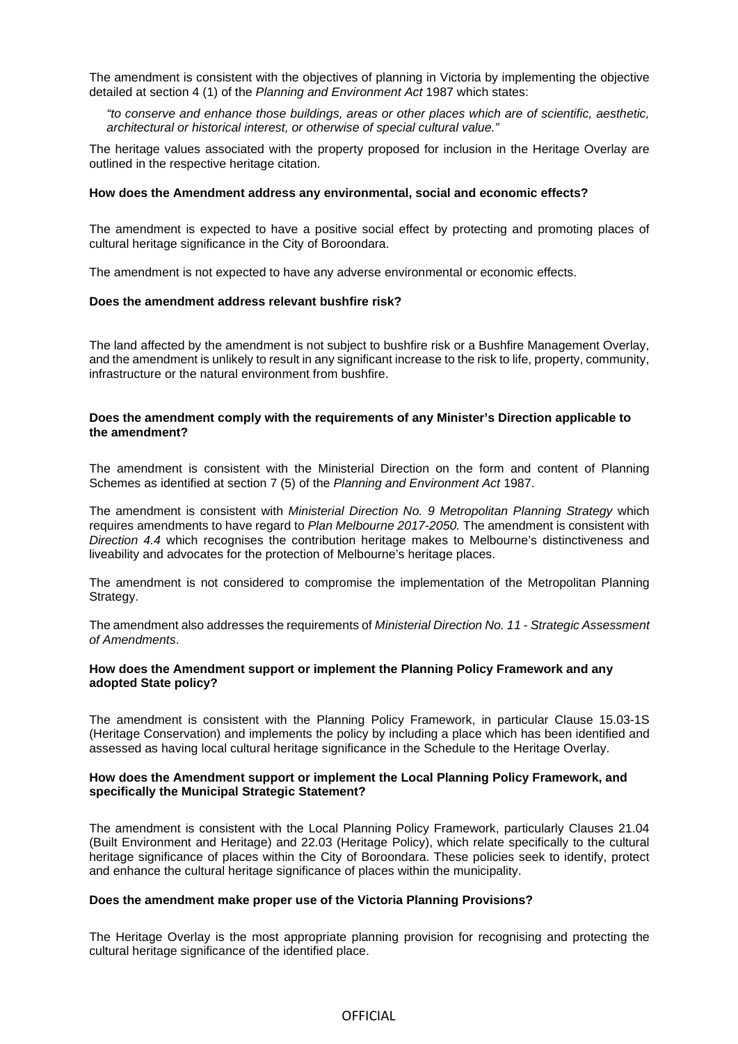The amendment is consistent with the objectives of planning in Victoria by implementing the objective detailed at section 4 (1) of the *Planning and Environment Act* 1987 which states:

> *"to conserve and enhance those buildings, areas or other places which are of scientific, aesthetic, architectural or historical interest, or otherwise of special cultural value."*

The heritage values associated with the property proposed for inclusion in the Heritage Overlay are outlined in the respective heritage citation.

**How does the Amendment address any environmental, social and economic effects?**

The amendment is expected to have a positive social effect by protecting and promoting places of cultural heritage significance in the City of Boroondara.

The amendment is not expected to have any adverse environmental or economic effects.

**Does the amendment address relevant bushfire risk?**

The land affected by the amendment is not subject to bushfire risk or a Bushfire Management Overlay, and the amendment is unlikely to result in any significant increase to the risk to life, property, community, infrastructure or the natural environment from bushfire.

**Does the amendment comply with the requirements of any Minister's Direction applicable to the amendment?**

The amendment is consistent with the Ministerial Direction on the form and content of Planning Schemes as identified at section 7 (5) of the *Planning and Environment Act* 1987.

The amendment is consistent with *Ministerial Direction No. 9 Metropolitan Planning Strategy* which requires amendments to have regard to *Plan Melbourne 2017-2050.* The amendment is consistent with *Direction 4.4* which recognises the contribution heritage makes to Melbourne's distinctiveness and liveability and advocates for the protection of Melbourne's heritage places.

The amendment is not considered to compromise the implementation of the Metropolitan Planning Strategy.

The amendment also addresses the requirements of *Ministerial Direction No. 11 - Strategic Assessment of Amendments*.

**How does the Amendment support or implement the Planning Policy Framework and any adopted State policy?**

The amendment is consistent with the Planning Policy Framework, in particular Clause 15.03-1S (Heritage Conservation) and implements the policy by including a place which has been identified and assessed as having local cultural heritage significance in the Schedule to the Heritage Overlay.

**How does the Amendment support or implement the Local Planning Policy Framework, and specifically the Municipal Strategic Statement?**

The amendment is consistent with the Local Planning Policy Framework, particularly Clauses 21.04 (Built Environment and Heritage) and 22.03 (Heritage Policy), which relate specifically to the cultural heritage significance of places within the City of Boroondara. These policies seek to identify, protect and enhance the cultural heritage significance of places within the municipality.

**Does the amendment make proper use of the Victoria Planning Provisions?**

The Heritage Overlay is the most appropriate planning provision for recognising and protecting the cultural heritage significance of the identified place.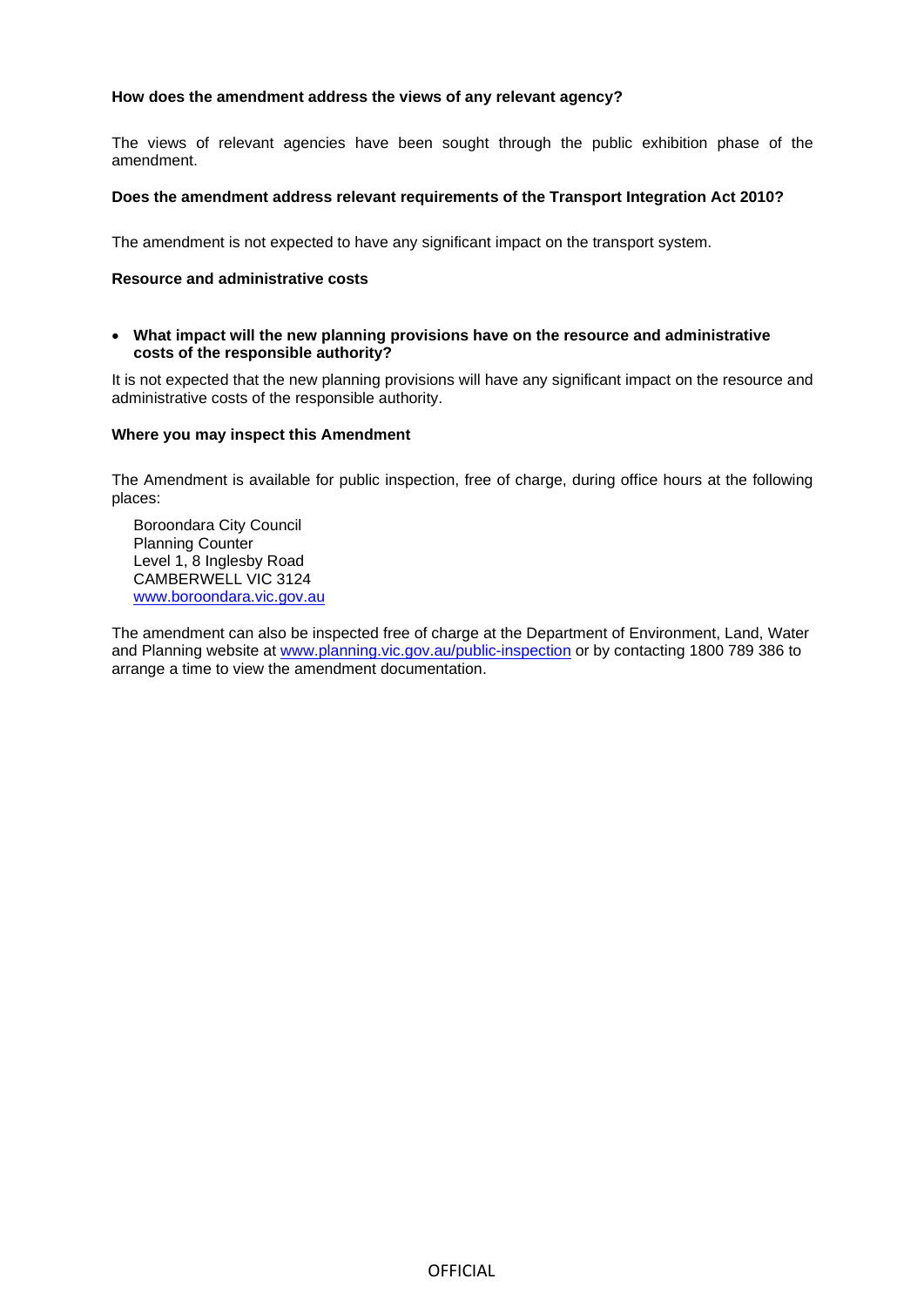**How does the amendment address the views of any relevant agency?**

The views of relevant agencies have been sought through the public exhibition phase of the amendment.

**Does the amendment address relevant requirements of the Transport Integration Act 2010?**

The amendment is not expected to have any significant impact on the transport system.

**Resource and administrative costs**

- **What impact will the new planning provisions have on the resource and administrative costs of the responsible authority?**

It is not expected that the new planning provisions will have any significant impact on the resource and administrative costs of the responsible authority.

**Where you may inspect this Amendment**

The Amendment is available for public inspection, free of charge, during office hours at the following places:

Boroondara City Council
Planning Counter
Level 1, 8 Inglesby Road
CAMBERWELL VIC 3124
[www.boroondara.vic.gov.au](http://www.boroondara.vic.gov.au)

The amendment can also be inspected free of charge at the Department of Environment, Land, Water and Planning website at [www.planning.vic.gov.au/public-inspection](http://www.planning.vic.gov.au/public-inspection) or by contacting 1800 789 386 to arrange a time to view the amendment documentation.

OFFICIAL